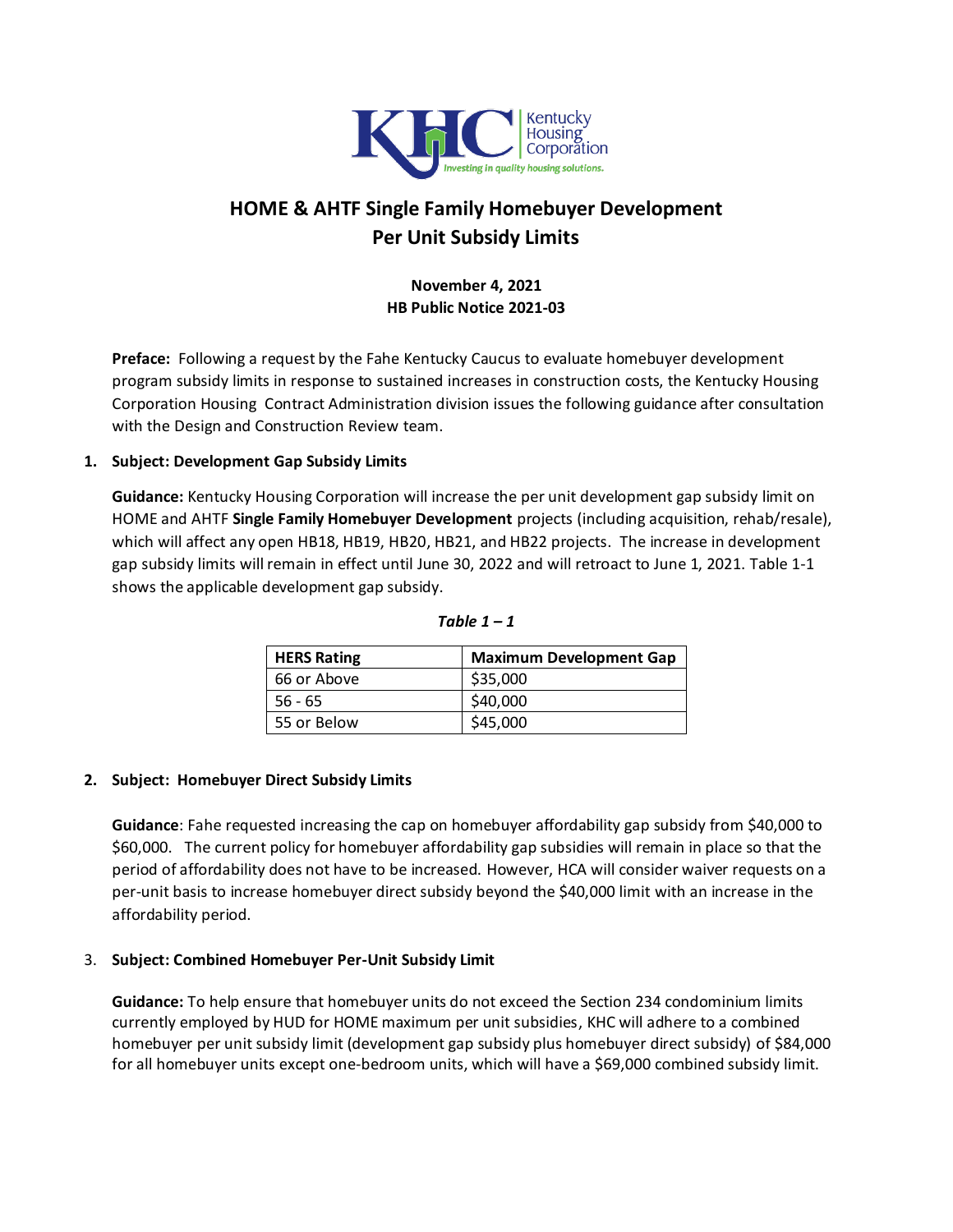# HOME & AHTF Single Family Homebuyer Development Per Unit Subsidy Limits

**November 4, 2021**
**HB Public Notice 2021-03**

**Preface:** Following a request by the Fahe Kentucky Caucus to evaluate homebuyer development program subsidy limits in response to sustained increases in construction costs, the Kentucky Housing Corporation Housing Contract Administration division issues the following guidance after consultation with the Design and Construction Review team.

1. **Subject: Development Gap Subsidy Limits**

   **Guidance:** Kentucky Housing Corporation will increase the per unit development gap subsidy limit on HOME and AHTF **Single Family Homebuyer Development** projects (including acquisition, rehab/resale), which will affect any open HB18, HB19, HB20, HB21, and HB22 projects. The increase in development gap subsidy limits will remain in effect until June 30, 2022 and will retroact to June 1, 2021. Table 1-1 shows the applicable development gap subsidy.

   *Table 1 – 1*

   | HERS Rating | Maximum Development Gap |
   | --- | --- |
   | 66 or Above | $35,000 |
   | 56 - 65 | $40,000 |
   | 55 or Below | $45,000 |

2. **Subject: Homebuyer Direct Subsidy Limits**

   **Guidance**: Fahe requested increasing the cap on homebuyer affordability gap subsidy from $40,000 to $60,000. The current policy for homebuyer affordability gap subsidies will remain in place so that the period of affordability does not have to be increased. However, HCA will consider waiver requests on a per-unit basis to increase homebuyer direct subsidy beyond the $40,000 limit with an increase in the affordability period.

3. **Subject: Combined Homebuyer Per-Unit Subsidy Limit**

   **Guidance:** To help ensure that homebuyer units do not exceed the Section 234 condominium limits currently employed by HUD for HOME maximum per unit subsidies, KHC will adhere to a combined homebuyer per unit subsidy limit (development gap subsidy plus homebuyer direct subsidy) of $84,000 for all homebuyer units except one-bedroom units, which will have a $69,000 combined subsidy limit.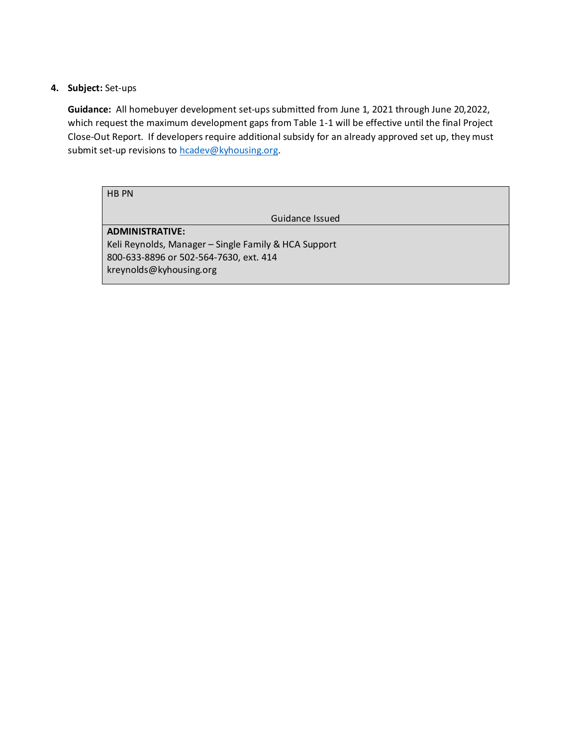4. **Subject:** Set-ups

   **Guidance:** All homebuyer development set-ups submitted from June 1, 2021 through June 20,2022, which request the maximum development gaps from Table 1-1 will be effective until the final Project Close-Out Report. If developers require additional subsidy for an already approved set up, they must submit set-up revisions to hcadev@kyhousing.org.

| |
|---|
| HB PN<br><br>Guidance Issued |
| **ADMINISTRATIVE:**<br>Keli Reynolds, Manager – Single Family & HCA Support<br>800-633-8896 or 502-564-7630, ext. 414<br>kreynolds@kyhousing.org |